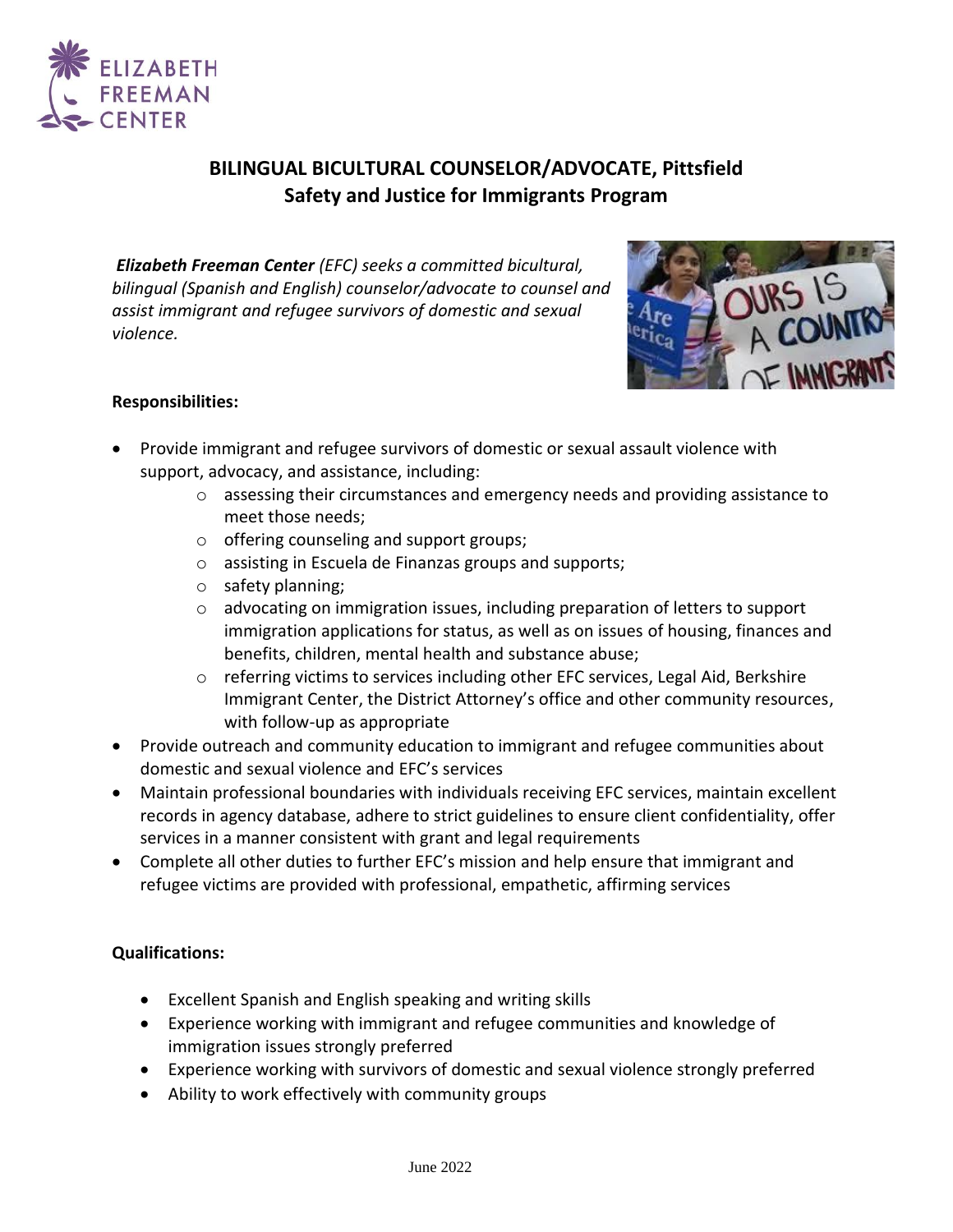ELIZABETH FREEMAN CENTER

# BILINGUAL BICULTURAL COUNSELOR/ADVOCATE, Pittsfield
## Safety and Justice for Immigrants Program

***Elizabeth Freeman Center** (EFC) seeks a committed bicultural, bilingual (Spanish and English) counselor/advocate to counsel and assist immigrant and refugee survivors of domestic and sexual violence.*

**Responsibilities:**

- Provide immigrant and refugee survivors of domestic or sexual assault violence with support, advocacy, and assistance, including:
  - assessing their circumstances and emergency needs and providing assistance to meet those needs;
  - offering counseling and support groups;
  - assisting in Escuela de Finanzas groups and supports;
  - safety planning;
  - advocating on immigration issues, including preparation of letters to support immigration applications for status, as well as on issues of housing, finances and benefits, children, mental health and substance abuse;
  - referring victims to services including other EFC services, Legal Aid, Berkshire Immigrant Center, the District Attorney's office and other community resources, with follow-up as appropriate
- Provide outreach and community education to immigrant and refugee communities about domestic and sexual violence and EFC's services
- Maintain professional boundaries with individuals receiving EFC services, maintain excellent records in agency database, adhere to strict guidelines to ensure client confidentiality, offer services in a manner consistent with grant and legal requirements
- Complete all other duties to further EFC's mission and help ensure that immigrant and refugee victims are provided with professional, empathetic, affirming services

**Qualifications:**

- Excellent Spanish and English speaking and writing skills
- Experience working with immigrant and refugee communities and knowledge of immigration issues strongly preferred
- Experience working with survivors of domestic and sexual violence strongly preferred
- Ability to work effectively with community groups

June 2022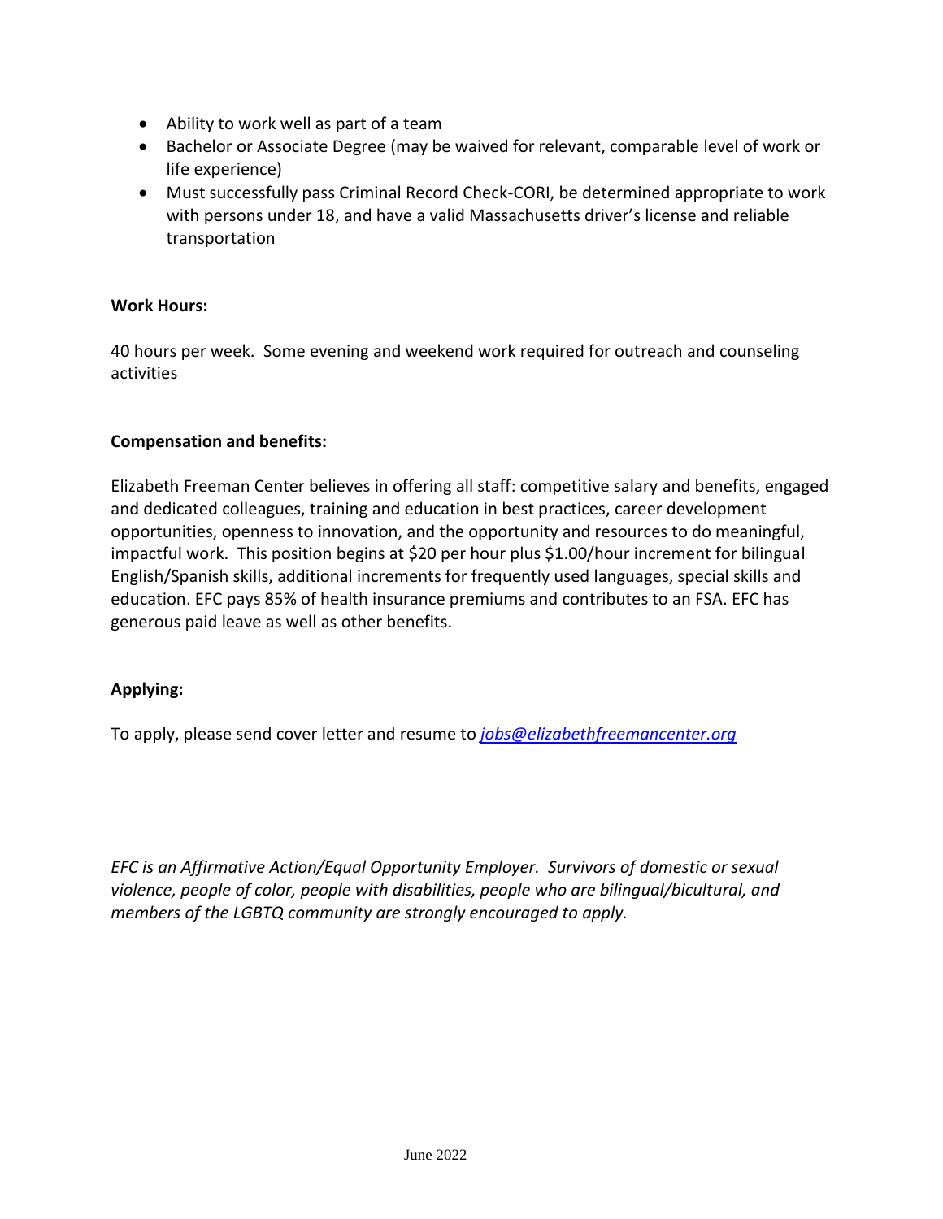- Ability to work well as part of a team
- Bachelor or Associate Degree (may be waived for relevant, comparable level of work or life experience)
- Must successfully pass Criminal Record Check-CORI, be determined appropriate to work with persons under 18, and have a valid Massachusetts driver's license and reliable transportation

**Work Hours:**

40 hours per week. Some evening and weekend work required for outreach and counseling activities

**Compensation and benefits:**

Elizabeth Freeman Center believes in offering all staff: competitive salary and benefits, engaged and dedicated colleagues, training and education in best practices, career development opportunities, openness to innovation, and the opportunity and resources to do meaningful, impactful work. This position begins at $20 per hour plus $1.00/hour increment for bilingual English/Spanish skills, additional increments for frequently used languages, special skills and education. EFC pays 85% of health insurance premiums and contributes to an FSA. EFC has generous paid leave as well as other benefits.

**Applying:**

To apply, please send cover letter and resume to *[jobs@elizabethfreemancenter.org](mailto:jobs@elizabethfreemancenter.org)*

*EFC is an Affirmative Action/Equal Opportunity Employer. Survivors of domestic or sexual violence, people of color, people with disabilities, people who are bilingual/bicultural, and members of the LGBTQ community are strongly encouraged to apply.*

June 2022